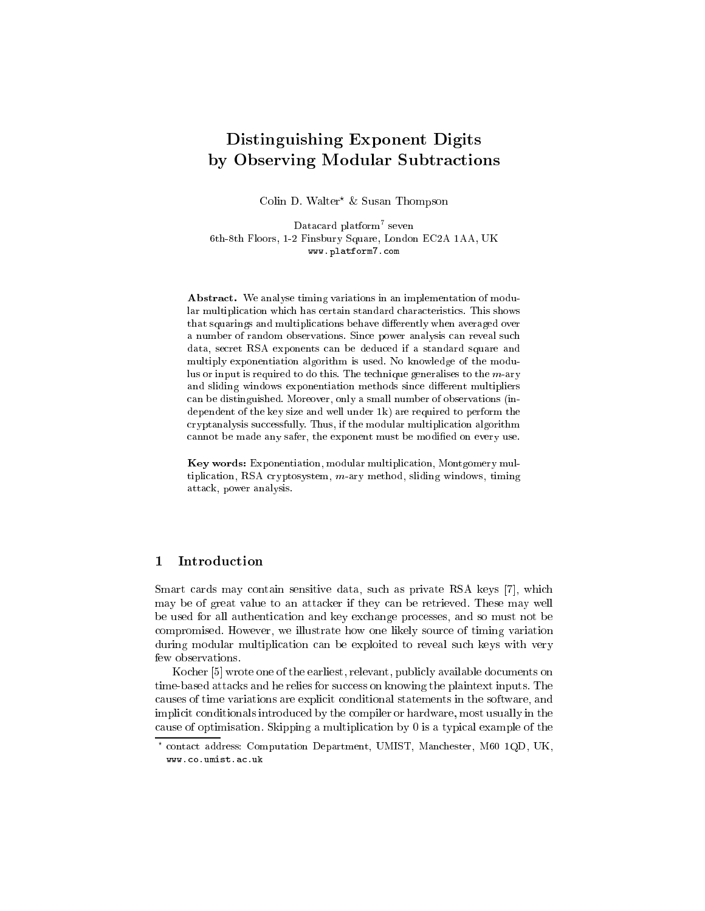# Distinguishing Exponent Digits by Observing Modular Subtractions

Colin D. Walter* & Susan Thompson

Datacard platform[7] seven
6th-8th Floors, 1-2 Finsbury Square, London EC2A 1AA, UK
www.platform7.com

**Abstract.** We analyse timing variations in an implementation of modular multiplication which has certain standard characteristics. This shows that squarings and multiplications behave differently when averaged over a number of random observations. Since power analysis can reveal such data, secret RSA exponents can be deduced if a standard square and multiply exponentiation algorithm is used. No knowledge of the modulus or input is required to do this. The technique generalises to the $m$-ary and sliding windows exponentiation methods since different multipliers can be distinguished. Moreover, only a small number of observations (independent of the key size and well under 1k) are required to perform the cryptanalysis successfully. Thus, if the modular multiplication algorithm cannot be made any safer, the exponent must be modified on every use.

**Key words:** Exponentiation, modular multiplication, Montgomery multiplication, RSA cryptosystem, $m$-ary method, sliding windows, timing attack, power analysis.

## 1 Introduction

Smart cards may contain sensitive data, such as private RSA keys [7], which may be of great value to an attacker if they can be retrieved. These may well be used for all authentication and key exchange processes, and so must not be compromised. However, we illustrate how one likely source of timing variation during modular multiplication can be exploited to reveal such keys with very few observations.

Kocher [5] wrote one of the earliest, relevant, publicly available documents on time-based attacks and he relies for success on knowing the plaintext inputs. The causes of time variations are explicit conditional statements in the software, and implicit conditionals introduced by the compiler or hardware, most usually in the cause of optimisation. Skipping a multiplication by 0 is a typical example of the

* contact address: Computation Department, UMIST, Manchester, M60 1QD, UK, www.co.umist.ac.uk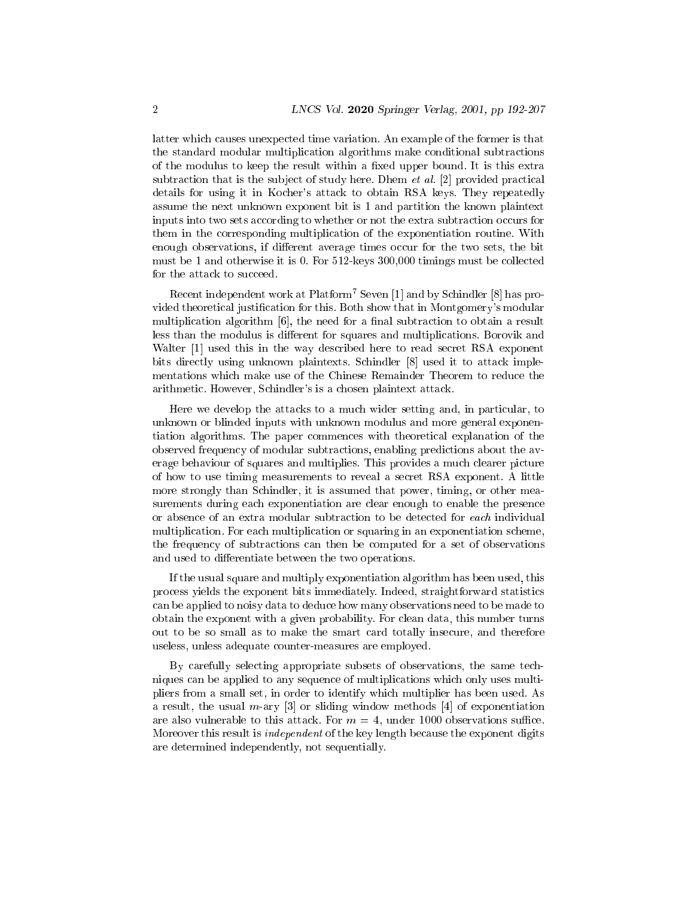latter which causes unexpected time variation. An example of the former is that the standard modular multiplication algorithms make conditional subtractions of the modulus to keep the result within a fixed upper bound. It is this extra subtraction that is the subject of study here. Dhem *et al.* [2] provided practical details for using it in Kocher's attack to obtain RSA keys. They repeatedly assume the next unknown exponent bit is 1 and partition the known plaintext inputs into two sets according to whether or not the extra subtraction occurs for them in the corresponding multiplication of the exponentiation routine. With enough observations, if different average times occur for the two sets, the bit must be 1 and otherwise it is 0. For 512-keys 300,000 timings must be collected for the attack to succeed.

Recent independent work at Platform[7] Seven [1] and by Schindler [8] has provided theoretical justification for this. Both show that in Montgomery's modular multiplication algorithm [6], the need for a final subtraction to obtain a result less than the modulus is different for squares and multiplications. Borovik and Walter [1] used this in the way described here to read secret RSA exponent bits directly using unknown plaintexts. Schindler [8] used it to attack implementations which make use of the Chinese Remainder Theorem to reduce the arithmetic. However, Schindler's is a chosen plaintext attack.

Here we develop the attacks to a much wider setting and, in particular, to unknown or blinded inputs with unknown modulus and more general exponentiation algorithms. The paper commences with theoretical explanation of the observed frequency of modular subtractions, enabling predictions about the average behaviour of squares and multiplies. This provides a much clearer picture of how to use timing measurements to reveal a secret RSA exponent. A little more strongly than Schindler, it is assumed that power, timing, or other measurements during each exponentiation are clear enough to enable the presence or absence of an extra modular subtraction to be detected for *each* individual multiplication. For each multiplication or squaring in an exponentiation scheme, the frequency of subtractions can then be computed for a set of observations and used to differentiate between the two operations.

If the usual square and multiply exponentiation algorithm has been used, this process yields the exponent bits immediately. Indeed, straightforward statistics can be applied to noisy data to deduce how many observations need to be made to obtain the exponent with a given probability. For clean data, this number turns out to be so small as to make the smart card totally insecure, and therefore useless, unless adequate counter-measures are employed.

By carefully selecting appropriate subsets of observations, the same techniques can be applied to any sequence of multiplications which only uses multipliers from a small set, in order to identify which multiplier has been used. As a result, the usual $m$-ary [3] or sliding window methods [4] of exponentiation are also vulnerable to this attack. For $m = 4$, under 1000 observations suffice. Moreover this result is *independent* of the key length because the exponent digits are determined independently, not sequentially.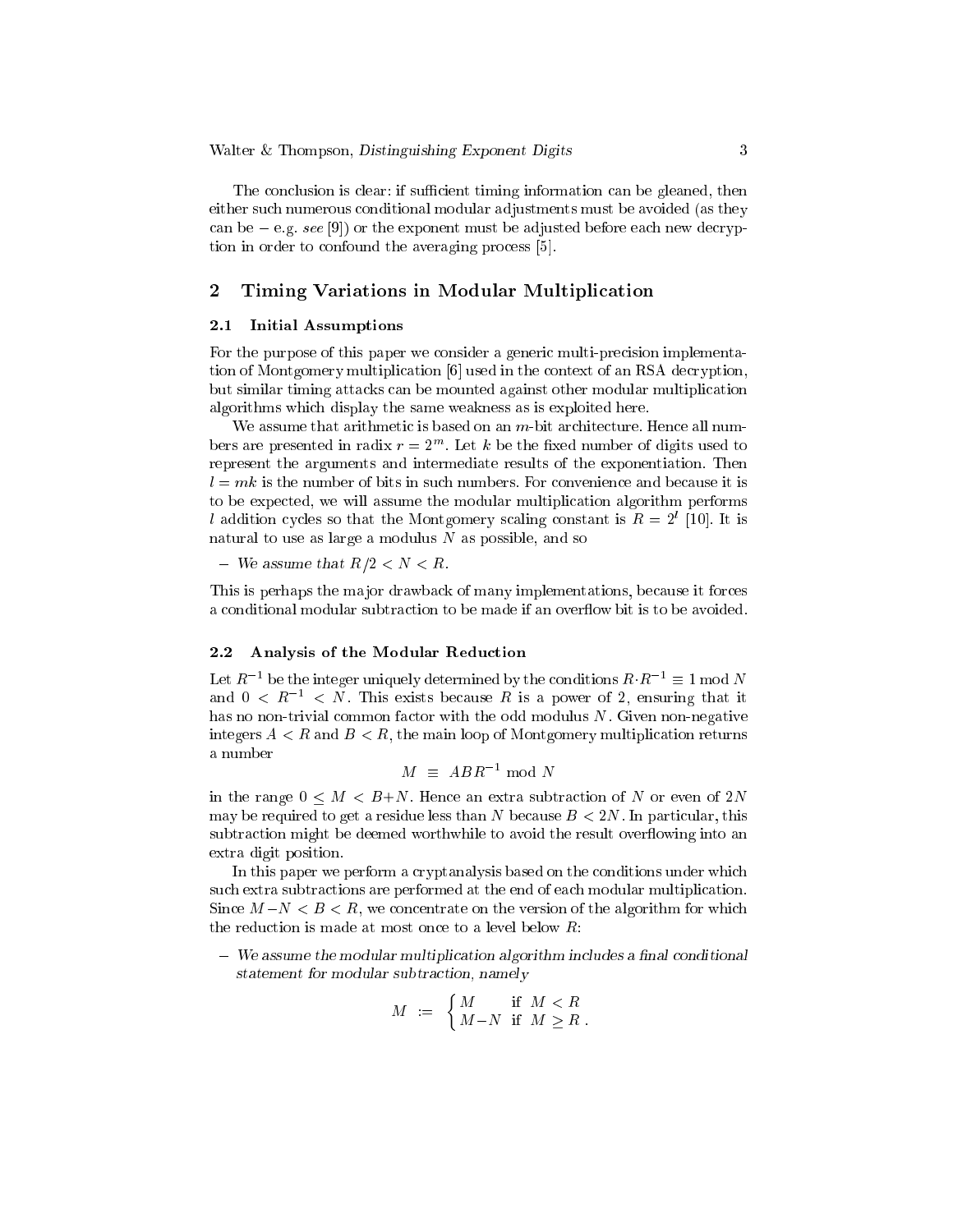The conclusion is clear: if sufficient timing information can be gleaned, then either such numerous conditional modular adjustments must be avoided (as they can be – e.g. *see* [9]) or the exponent must be adjusted before each new decryption in order to confound the averaging process [5].

## 2 Timing Variations in Modular Multiplication

### 2.1 Initial Assumptions

For the purpose of this paper we consider a generic multi-precision implementation of Montgomery multiplication [6] used in the context of an RSA decryption, but similar timing attacks can be mounted against other modular multiplication algorithms which display the same weakness as is exploited here.

We assume that arithmetic is based on an $m$-bit architecture. Hence all numbers are presented in radix $r = 2^m$. Let $k$ be the fixed number of digits used to represent the arguments and intermediate results of the exponentiation. Then $l = mk$ is the number of bits in such numbers. For convenience and because it is to be expected, we will assume the modular multiplication algorithm performs $l$ addition cycles so that the Montgomery scaling constant is $R = 2^l$ [10]. It is natural to use as large a modulus $N$ as possible, and so

– *We assume that* $R/2 < N < R$.

This is perhaps the major drawback of many implementations, because it forces a conditional modular subtraction to be made if an overflow bit is to be avoided.

### 2.2 Analysis of the Modular Reduction

Let $R^{-1}$ be the integer uniquely determined by the conditions $R{\cdot}R^{-1} \equiv 1 \bmod N$ and $0 < R^{-1} < N$. This exists because $R$ is a power of 2, ensuring that it has no non-trivial common factor with the odd modulus $N$. Given non-negative integers $A < R$ and $B < R$, the main loop of Montgomery multiplication returns a number

$$M \;\equiv\; ABR^{-1} \bmod N$$

in the range $0 \le M < B+N$. Hence an extra subtraction of $N$ or even of $2N$ may be required to get a residue less than $N$ because $B < 2N$. In particular, this subtraction might be deemed worthwhile to avoid the result overflowing into an extra digit position.

In this paper we perform a cryptanalysis based on the conditions under which such extra subtractions are performed at the end of each modular multiplication. Since $M-N < B < R$, we concentrate on the version of the algorithm for which the reduction is made at most once to a level below $R$:

– *We assume the modular multiplication algorithm includes a final conditional statement for modular subtraction, namely*

$$M \;:=\; \begin{cases} M & \text{if } M < R \\ M-N & \text{if } M \ge R\,. \end{cases}$$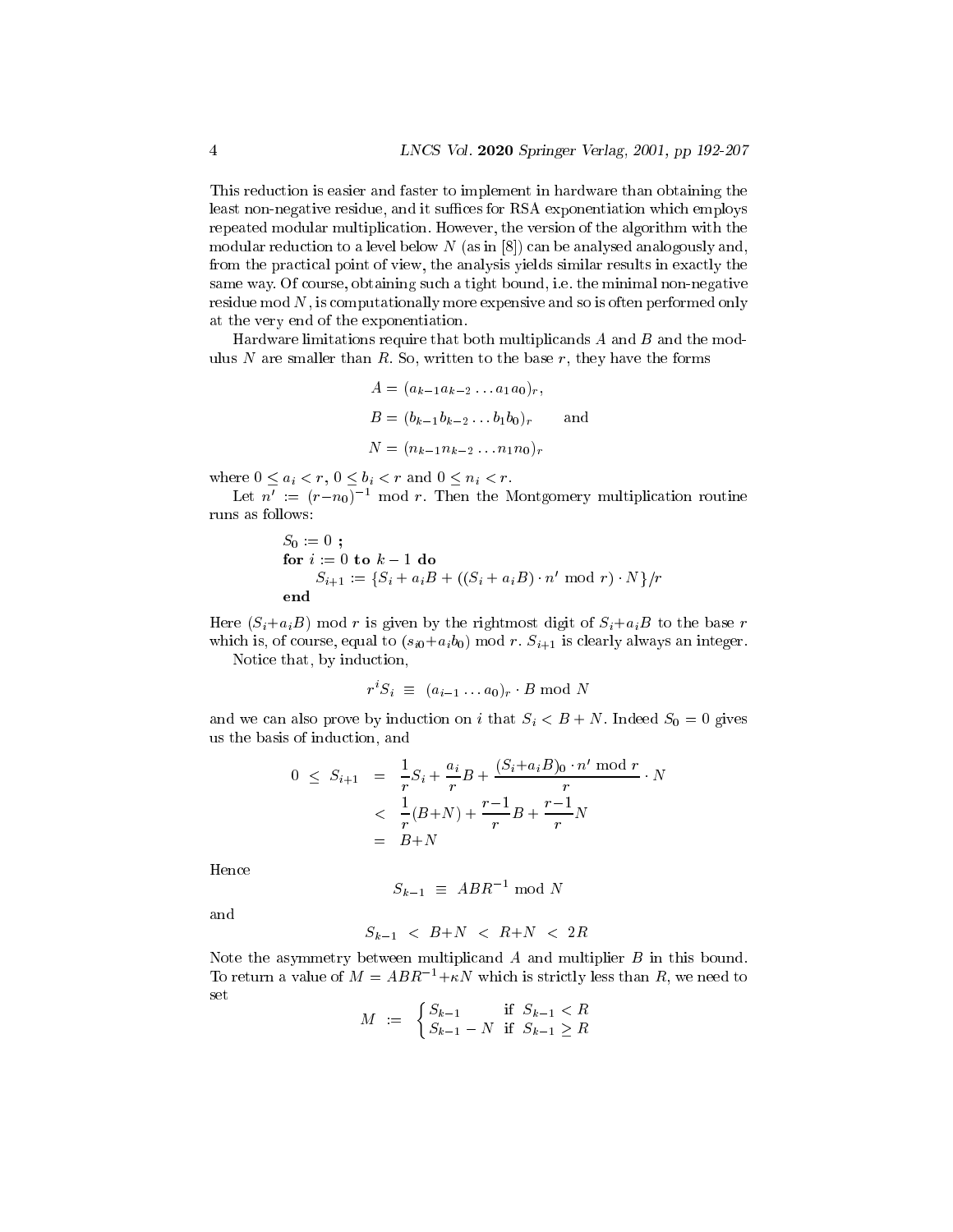This reduction is easier and faster to implement in hardware than obtaining the least non-negative residue, and it suffices for RSA exponentiation which employs repeated modular multiplication. However, the version of the algorithm with the modular reduction to a level below $N$ (as in [8]) can be analysed analogously and, from the practical point of view, the analysis yields similar results in exactly the same way. Of course, obtaining such a tight bound, i.e. the minimal non-negative residue mod $N$, is computationally more expensive and so is often performed only at the very end of the exponentiation.

Hardware limitations require that both multiplicands $A$ and $B$ and the modulus $N$ are smaller than $R$. So, written to the base $r$, they have the forms

$$
\begin{aligned}
A &= (a_{k-1}a_{k-2}\dots a_1 a_0)_r, \\
B &= (b_{k-1}b_{k-2}\dots b_1 b_0)_r \qquad \text{and} \\
N &= (n_{k-1}n_{k-2}\dots n_1 n_0)_r
\end{aligned}
$$

where $0 \le a_i < r$, $0 \le b_i < r$ and $0 \le n_i < r$.

Let $n' := (r - n_0)^{-1} \bmod r$. Then the Montgomery multiplication routine runs as follows:

```
S_0 := 0 ;
for i := 0 to k-1 do
    S_{i+1} := {S_i + a_i B + ((S_i + a_i B) · n' mod r) · N}/r
end
```

Here $(S_i + a_i B) \bmod r$ is given by the rightmost digit of $S_i + a_i B$ to the base $r$ which is, of course, equal to $(s_{i0} + a_i b_0) \bmod r$. $S_{i+1}$ is clearly always an integer.

Notice that, by induction,

$$
r^i S_i \;\equiv\; (a_{i-1}\dots a_0)_r \cdot B \bmod N
$$

and we can also prove by induction on $i$ that $S_i < B + N$. Indeed $S_0 = 0$ gives us the basis of induction, and

$$
\begin{aligned}
0 \;\le\; S_{i+1} \;&=\; \frac{1}{r}S_i + \frac{a_i}{r}B + \frac{(S_i + a_i B)_0 \cdot n' \bmod r}{r} \cdot N \\
&<\; \frac{1}{r}(B+N) + \frac{r-1}{r}B + \frac{r-1}{r}N \\
&=\; B+N
\end{aligned}
$$

Hence

$$
S_{k-1} \;\equiv\; ABR^{-1} \bmod N
$$

and

$$
S_{k-1} \;<\; B+N \;<\; R+N \;<\; 2R
$$

Note the asymmetry between multiplicand $A$ and multiplier $B$ in this bound. To return a value of $M = ABR^{-1} + \kappa N$ which is strictly less than $R$, we need to set

$$
M \;:=\; \begin{cases} S_{k-1} & \text{if } \; S_{k-1} < R \\ S_{k-1} - N & \text{if } \; S_{k-1} \ge R \end{cases}
$$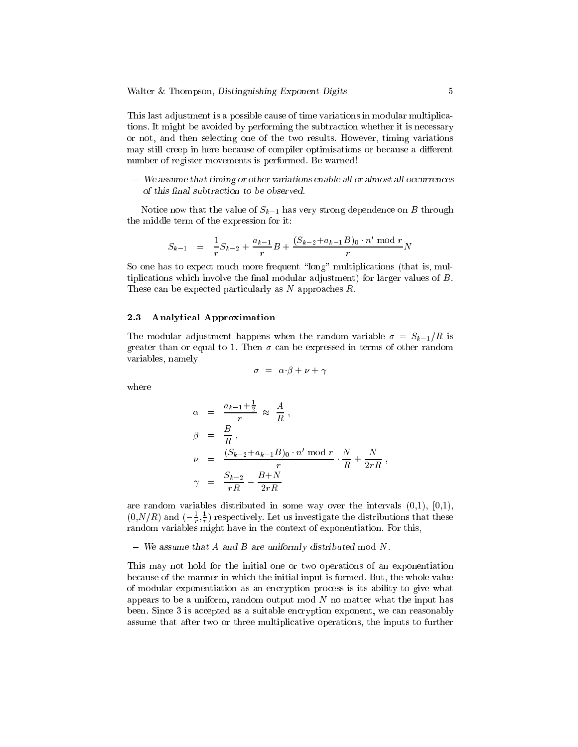This last adjustment is a possible cause of time variations in modular multiplications. It might be avoided by performing the subtraction whether it is necessary or not, and then selecting one of the two results. However, timing variations may still creep in here because of compiler optimisations or because a different number of register movements is performed. Be warned!

- *We assume that timing or other variations enable all or almost all occurrences of this final subtraction to be observed.*

Notice now that the value of $S_{k-1}$ has very strong dependence on $B$ through the middle term of the expression for it:

$$S_{k-1} \;=\; \frac{1}{r}S_{k-2} + \frac{a_{k-1}}{r}B + \frac{(S_{k-2}{+}a_{k-1}B)_0 \cdot n' \bmod r}{r}N$$

So one has to expect much more frequent "long" multiplications (that is, multiplications which involve the final modular adjustment) for larger values of $B$. These can be expected particularly as $N$ approaches $R$.

### 2.3 Analytical Approximation

The modular adjustment happens when the random variable $\sigma = S_{k-1}/R$ is greater than or equal to 1. Then $\sigma$ can be expressed in terms of other random variables, namely

$$\sigma \;=\; \alpha{\cdot}\beta + \nu + \gamma$$

where

$$\begin{aligned}
\alpha &= \frac{a_{k-1}{+}\frac{1}{2}}{r} \;\approx\; \frac{A}{R}\,, \\
\beta &= \frac{B}{R}\,, \\
\nu &= \frac{(S_{k-2}{+}a_{k-1}B)_0 \cdot n' \bmod r}{r} \cdot \frac{N}{R} + \frac{N}{2rR}\,, \\
\gamma &= \frac{S_{k-2}}{rR} - \frac{B{+}N}{2rR}
\end{aligned}$$

are random variables distributed in some way over the intervals (0,1), [0,1), $(0,N/R)$ and $(-\frac{1}{r},\frac{1}{r})$ respectively. Let us investigate the distributions that these random variables might have in the context of exponentiation. For this,

- *We assume that $A$ and $B$ are uniformly distributed* mod $N$.

This may not hold for the initial one or two operations of an exponentiation because of the manner in which the initial input is formed. But, the whole value of modular exponentiation as an encryption process is its ability to give what appears to be a uniform, random output mod $N$ no matter what the input has been. Since 3 is accepted as a suitable encryption exponent, we can reasonably assume that after two or three multiplicative operations, the inputs to further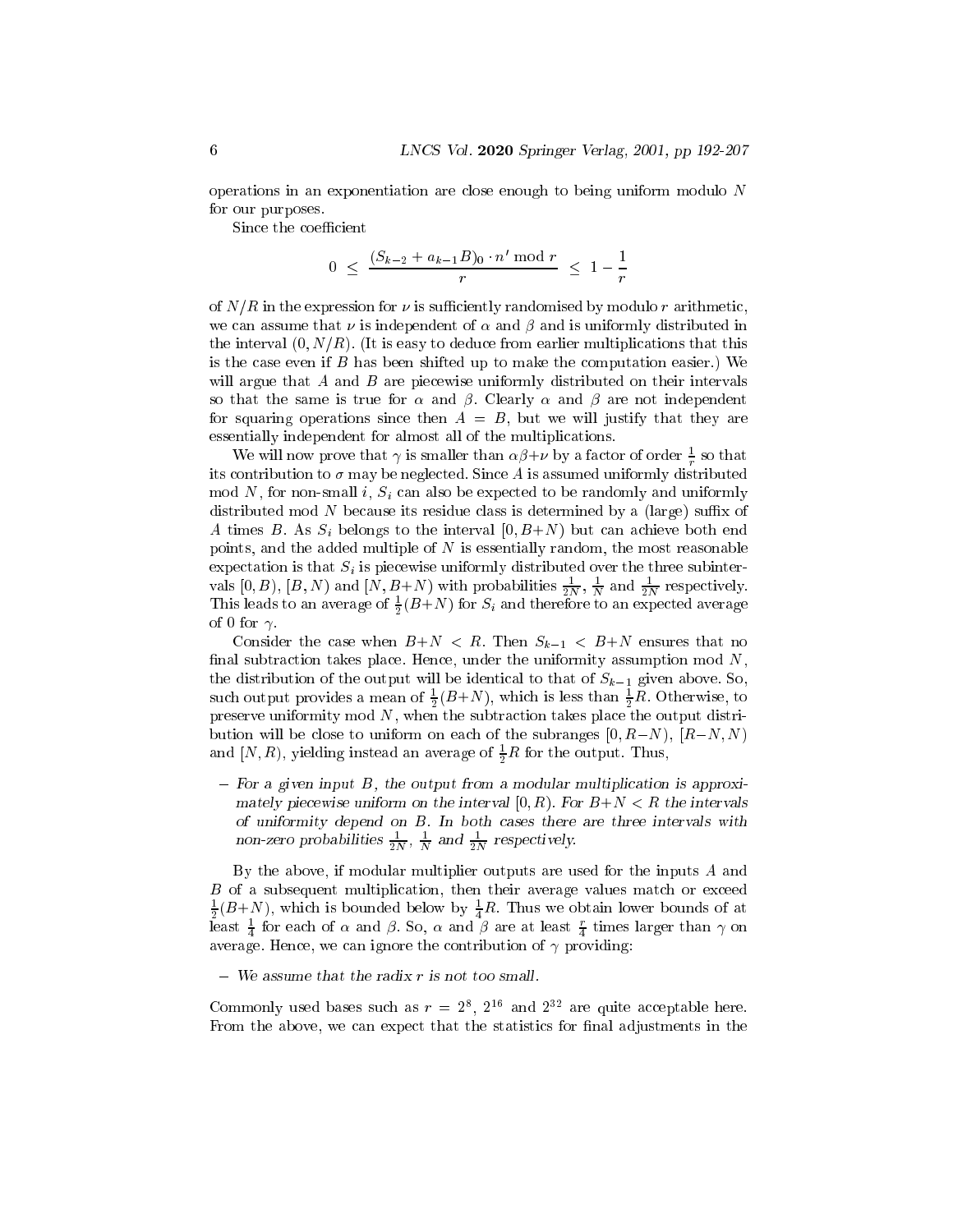operations in an exponentiation are close enough to being uniform modulo $N$ for our purposes.

Since the coefficient

$$0 \le \frac{(S_{k-2} + a_{k-1}B)_0 \cdot n' \bmod r}{r} \le 1 - \frac{1}{r}$$

of $N/R$ in the expression for $\nu$ is sufficiently randomised by modulo $r$ arithmetic, we can assume that $\nu$ is independent of $\alpha$ and $\beta$ and is uniformly distributed in the interval $(0, N/R)$. (It is easy to deduce from earlier multiplications that this is the case even if $B$ has been shifted up to make the computation easier.) We will argue that $A$ and $B$ are piecewise uniformly distributed on their intervals so that the same is true for $\alpha$ and $\beta$. Clearly $\alpha$ and $\beta$ are not independent for squaring operations since then $A = B$, but we will justify that they are essentially independent for almost all of the multiplications.

We will now prove that $\gamma$ is smaller than $\alpha\beta+\nu$ by a factor of order $\frac{1}{r}$ so that its contribution to $\sigma$ may be neglected. Since $A$ is assumed uniformly distributed mod $N$, for non-small $i$, $S_i$ can also be expected to be randomly and uniformly distributed mod $N$ because its residue class is determined by a (large) suffix of $A$ times $B$. As $S_i$ belongs to the interval $[0, B+N)$ but can achieve both end points, and the added multiple of $N$ is essentially random, the most reasonable expectation is that $S_i$ is piecewise uniformly distributed over the three subintervals $[0, B)$, $[B, N)$ and $[N, B+N)$ with probabilities $\frac{1}{2N}$, $\frac{1}{N}$ and $\frac{1}{2N}$ respectively. This leads to an average of $\frac{1}{2}(B+N)$ for $S_i$ and therefore to an expected average of 0 for $\gamma$.

Consider the case when $B+N < R$. Then $S_{k-1} < B+N$ ensures that no final subtraction takes place. Hence, under the uniformity assumption mod $N$, the distribution of the output will be identical to that of $S_{k-1}$ given above. So, such output provides a mean of $\frac{1}{2}(B+N)$, which is less than $\frac{1}{2}R$. Otherwise, to preserve uniformity mod $N$, when the subtraction takes place the output distribution will be close to uniform on each of the subranges $[0, R-N)$, $[R-N, N)$ and $[N, R)$, yielding instead an average of $\frac{1}{2}R$ for the output. Thus,

- *For a given input $B$, the output from a modular multiplication is approximately piecewise uniform on the interval $[0, R)$. For $B+N < R$ the intervals of uniformity depend on $B$. In both cases there are three intervals with non-zero probabilities $\frac{1}{2N}$, $\frac{1}{N}$ and $\frac{1}{2N}$ respectively.*

By the above, if modular multiplier outputs are used for the inputs $A$ and $B$ of a subsequent multiplication, then their average values match or exceed $\frac{1}{2}(B+N)$, which is bounded below by $\frac{1}{4}R$. Thus we obtain lower bounds of at least $\frac{1}{4}$ for each of $\alpha$ and $\beta$. So, $\alpha$ and $\beta$ are at least $\frac{r}{4}$ times larger than $\gamma$ on average. Hence, we can ignore the contribution of $\gamma$ providing:

- *We assume that the radix $r$ is not too small.*

Commonly used bases such as $r = 2^8$, $2^{16}$ and $2^{32}$ are quite acceptable here. From the above, we can expect that the statistics for final adjustments in the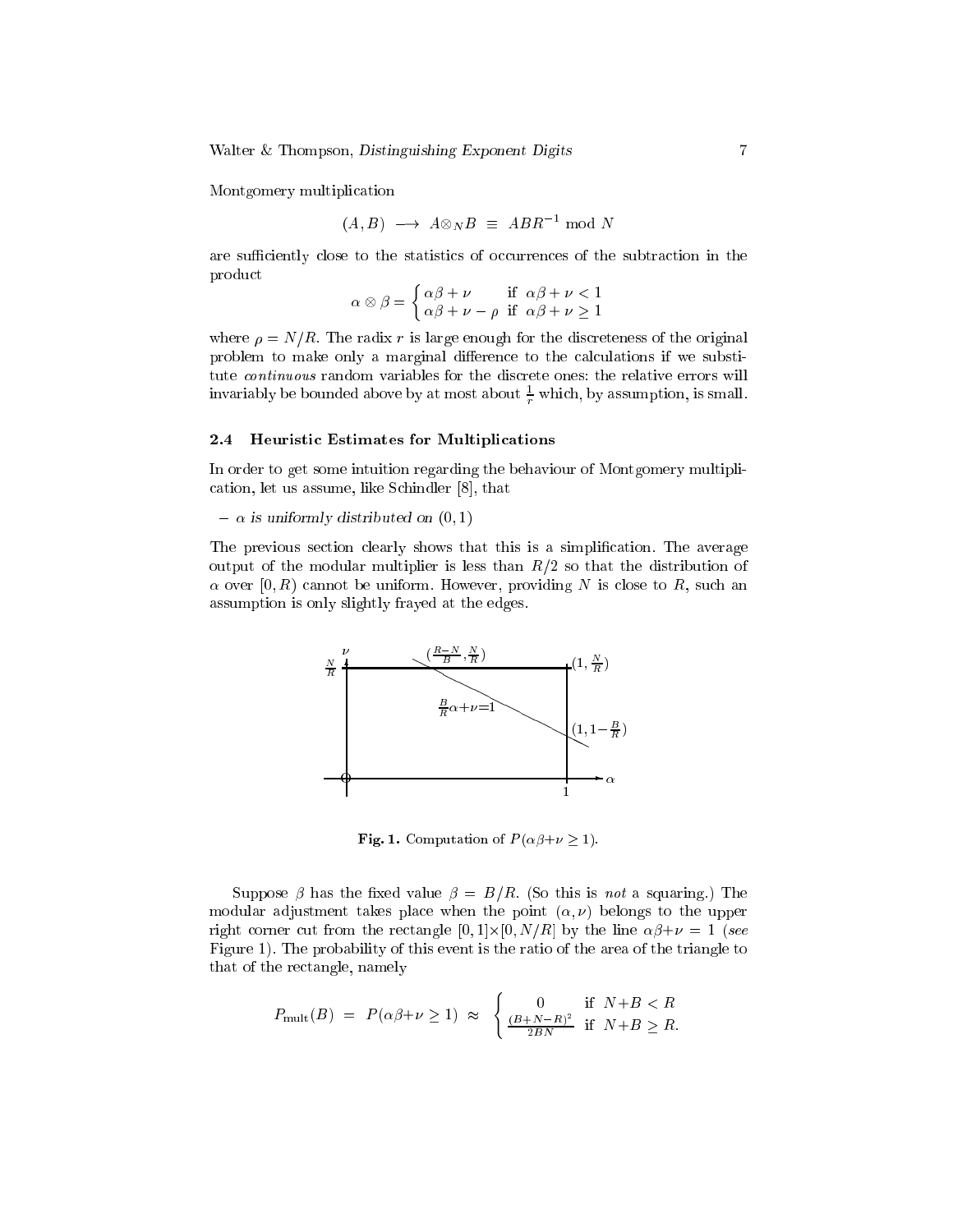Montgomery multiplication

$$(A,B) \;\longrightarrow\; A \otimes_N B \;\equiv\; ABR^{-1} \bmod N$$

are sufficiently close to the statistics of occurrences of the subtraction in the product

$$\alpha \otimes \beta = \begin{cases} \alpha\beta + \nu & \text{if } \alpha\beta + \nu < 1 \\ \alpha\beta + \nu - \rho & \text{if } \alpha\beta + \nu \geq 1 \end{cases}$$

where $\rho = N/R$. The radix $r$ is large enough for the discreteness of the original problem to make only a marginal difference to the calculations if we substitute *continuous* random variables for the discrete ones: the relative errors will invariably be bounded above by at most about $\frac{1}{r}$ which, by assumption, is small.

### 2.4 Heuristic Estimates for Multiplications

In order to get some intuition regarding the behaviour of Montgomery multiplication, let us assume, like Schindler [8], that

– *$\alpha$ is uniformly distributed on $(0,1)$*

The previous section clearly shows that this is a simplification. The average output of the modular multiplier is less than $R/2$ so that the distribution of $\alpha$ over $[0,R)$ cannot be uniform. However, providing $N$ is close to $R$, such an assumption is only slightly frayed at the edges.

**Fig. 1.** Computation of $P(\alpha\beta+\nu \geq 1)$.

Suppose $\beta$ has the fixed value $\beta = B/R$. (So this is *not* a squaring.) The modular adjustment takes place when the point $(\alpha,\nu)$ belongs to the upper right corner cut from the rectangle $[0,1]\times[0,N/R]$ by the line $\alpha\beta+\nu = 1$ (*see* Figure 1). The probability of this event is the ratio of the area of the triangle to that of the rectangle, namely

$$P_{\text{mult}}(B) \;=\; P(\alpha\beta+\nu \geq 1) \;\approx\; \begin{cases} 0 & \text{if } N+B < R \\ \frac{(B+N-R)^2}{2BN} & \text{if } N+B \geq R. \end{cases}$$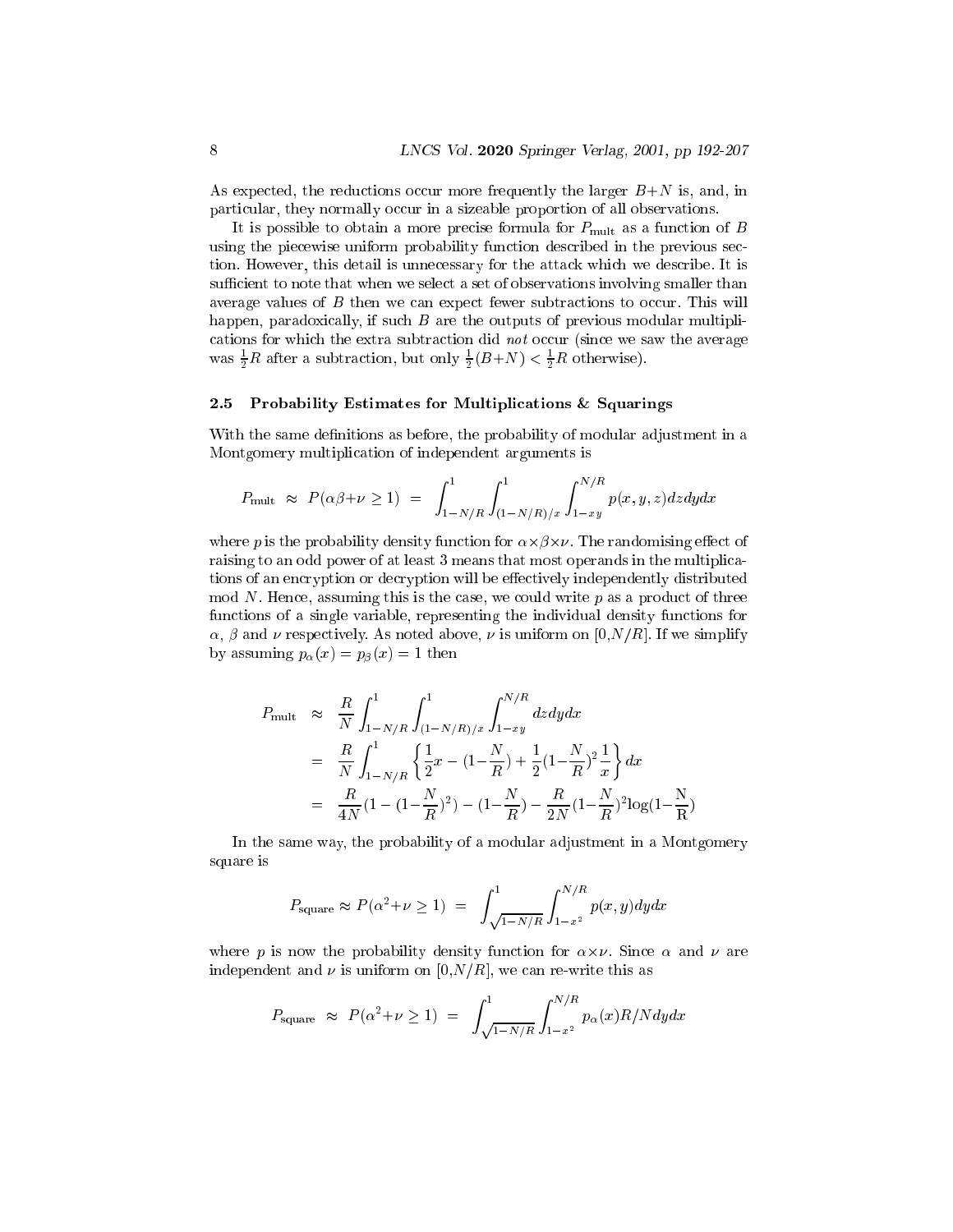As expected, the reductions occur more frequently the larger $B+N$ is, and, in particular, they normally occur in a sizeable proportion of all observations.

It is possible to obtain a more precise formula for $P_{\mathrm{mult}}$ as a function of $B$ using the piecewise uniform probability function described in the previous section. However, this detail is unnecessary for the attack which we describe. It is sufficient to note that when we select a set of observations involving smaller than average values of $B$ then we can expect fewer subtractions to occur. This will happen, paradoxically, if such $B$ are the outputs of previous modular multiplications for which the extra subtraction did *not* occur (since we saw the average was $\frac{1}{2}R$ after a subtraction, but only $\frac{1}{2}(B+N) < \frac{1}{2}R$ otherwise).

### 2.5 Probability Estimates for Multiplications & Squarings

With the same definitions as before, the probability of modular adjustment in a Montgomery multiplication of independent arguments is

$$P_{\mathrm{mult}} \;\approx\; P(\alpha\beta+\nu \geq 1) \;=\; \int_{1-N/R}^{1}\int_{(1-N/R)/x}^{1}\int_{1-xy}^{N/R} p(x,y,z)\,dz\,dy\,dx$$

where $p$ is the probability density function for $\alpha\times\beta\times\nu$. The randomising effect of raising to an odd power of at least 3 means that most operands in the multiplications of an encryption or decryption will be effectively independently distributed mod $N$. Hence, assuming this is the case, we could write $p$ as a product of three functions of a single variable, representing the individual density functions for $\alpha$, $\beta$ and $\nu$ respectively. As noted above, $\nu$ is uniform on $[0,N/R]$. If we simplify by assuming $p_\alpha(x) = p_\beta(x) = 1$ then

$$\begin{aligned}
P_{\mathrm{mult}} \;&\approx\; \frac{R}{N}\int_{1-N/R}^{1}\int_{(1-N/R)/x}^{1}\int_{1-xy}^{N/R} dz\,dy\,dx \\
&=\; \frac{R}{N}\int_{1-N/R}^{1}\left\{\frac{1}{2}x - (1-\frac{N}{R}) + \frac{1}{2}(1-\frac{N}{R})^2\frac{1}{x}\right\}dx \\
&=\; \frac{R}{4N}(1-(1-\frac{N}{R})^2) - (1-\frac{N}{R}) - \frac{R}{2N}(1-\frac{N}{R})^2\log(1-\frac{\mathrm{N}}{\mathrm{R}})
\end{aligned}$$

In the same way, the probability of a modular adjustment in a Montgomery square is

$$P_{\mathrm{square}} \approx P(\alpha^2+\nu \geq 1) \;=\; \int_{\sqrt{1-N/R}}^{1}\int_{1-x^2}^{N/R} p(x,y)\,dy\,dx$$

where $p$ is now the probability density function for $\alpha\times\nu$. Since $\alpha$ and $\nu$ are independent and $\nu$ is uniform on $[0,N/R]$, we can re-write this as

$$P_{\mathrm{square}} \;\approx\; P(\alpha^2+\nu \geq 1) \;=\; \int_{\sqrt{1-N/R}}^{1}\int_{1-x^2}^{N/R} p_\alpha(x)R/N\,dy\,dx$$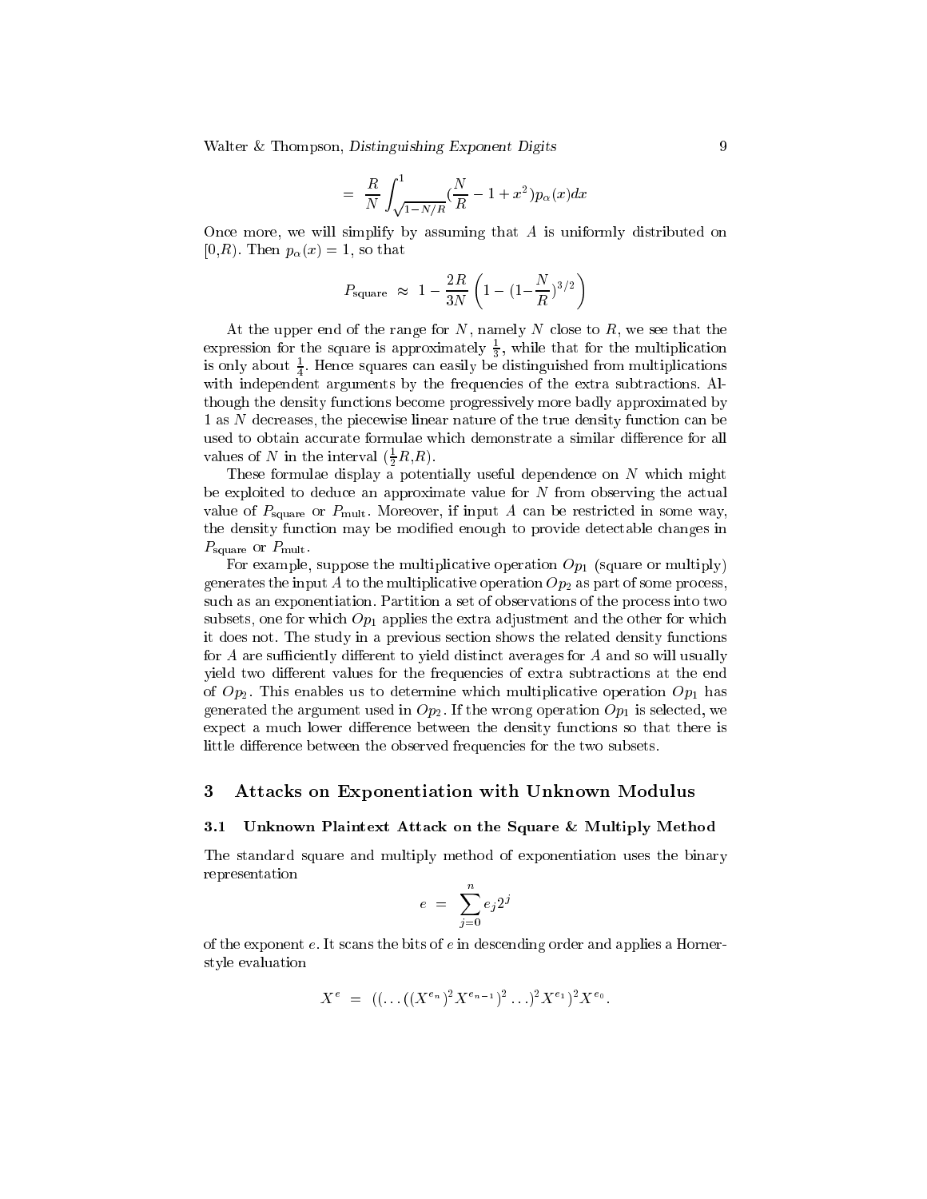$$= \frac{R}{N}\int_{\sqrt{1-N/R}}^{1}(\frac{N}{R}-1+x^2)p_\alpha(x)dx$$

Once more, we will simplify by assuming that $A$ is uniformly distributed on $[0,R)$. Then $p_\alpha(x) = 1$, so that

$$P_{\text{square}} \;\approx\; 1 - \frac{2R}{3N}\left(1-(1-\frac{N}{R})^{3/2}\right)$$

At the upper end of the range for $N$, namely $N$ close to $R$, we see that the expression for the square is approximately $\frac{1}{3}$, while that for the multiplication is only about $\frac{1}{4}$. Hence squares can easily be distinguished from multiplications with independent arguments by the frequencies of the extra subtractions. Although the density functions become progressively more badly approximated by 1 as $N$ decreases, the piecewise linear nature of the true density function can be used to obtain accurate formulae which demonstrate a similar difference for all values of $N$ in the interval $(\frac{1}{2}R,R)$.

These formulae display a potentially useful dependence on $N$ which might be exploited to deduce an approximate value for $N$ from observing the actual value of $P_{\text{square}}$ or $P_{\text{mult}}$. Moreover, if input $A$ can be restricted in some way, the density function may be modified enough to provide detectable changes in $P_{\text{square}}$ or $P_{\text{mult}}$.

For example, suppose the multiplicative operation $Op_1$ (square or multiply) generates the input $A$ to the multiplicative operation $Op_2$ as part of some process, such as an exponentiation. Partition a set of observations of the process into two subsets, one for which $Op_1$ applies the extra adjustment and the other for which it does not. The study in a previous section shows the related density functions for $A$ are sufficiently different to yield distinct averages for $A$ and so will usually yield two different values for the frequencies of extra subtractions at the end of $Op_2$. This enables us to determine which multiplicative operation $Op_1$ has generated the argument used in $Op_2$. If the wrong operation $Op_1$ is selected, we expect a much lower difference between the density functions so that there is little difference between the observed frequencies for the two subsets.

## 3 Attacks on Exponentiation with Unknown Modulus

### 3.1 Unknown Plaintext Attack on the Square & Multiply Method

The standard square and multiply method of exponentiation uses the binary representation

$$e \;=\; \sum_{j=0}^{n} e_j 2^j$$

of the exponent $e$. It scans the bits of $e$ in descending order and applies a Horner-style evaluation

$$X^e \;=\; ((\ldots((X^{e_n})^2 X^{e_{n-1}})^2\ldots)^2 X^{e_1})^2 X^{e_0}.$$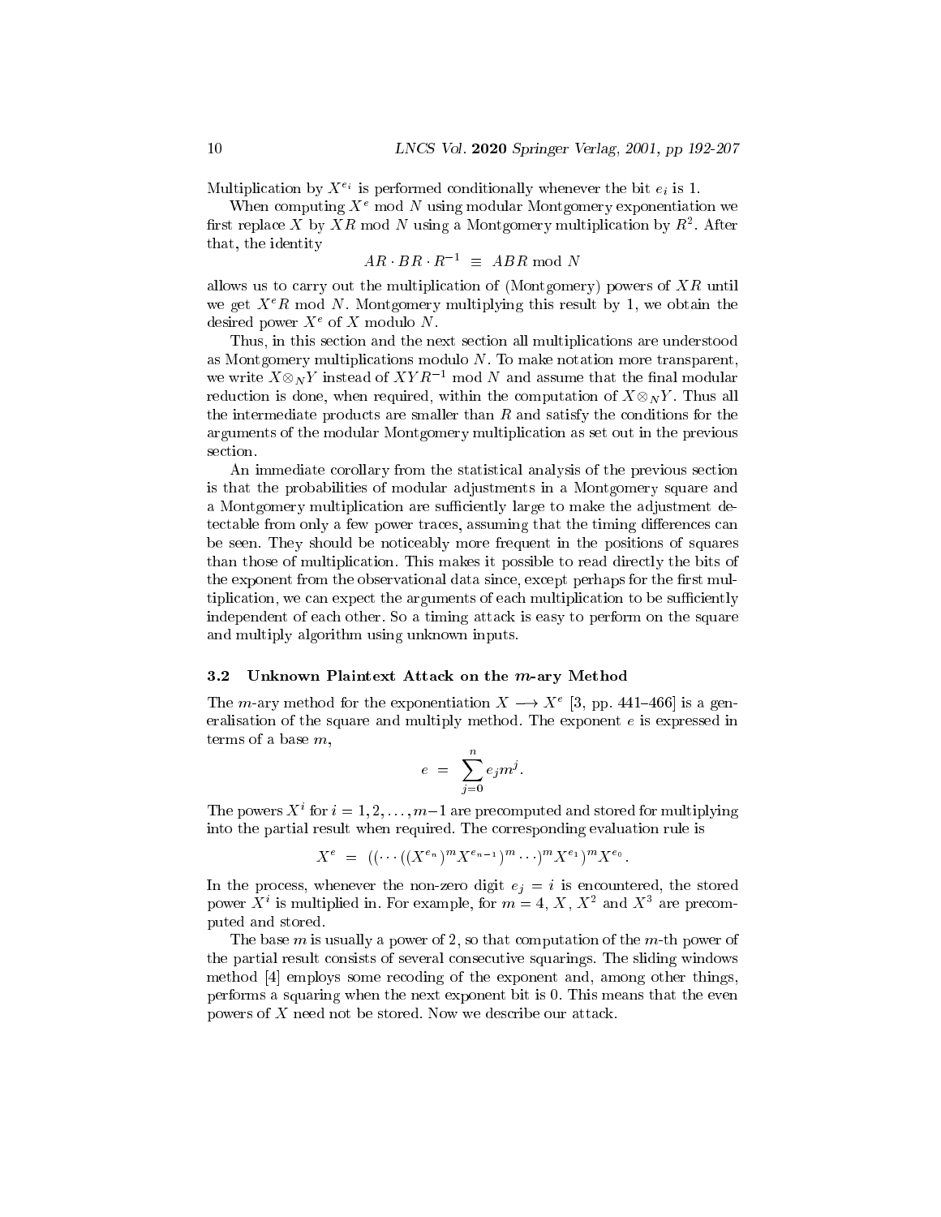Multiplication by $X^{e_i}$ is performed conditionally whenever the bit $e_i$ is 1.

When computing $X^e \bmod N$ using modular Montgomery exponentiation we first replace $X$ by $XR \bmod N$ using a Montgomery multiplication by $R^2$. After that, the identity

$$AR \cdot BR \cdot R^{-1} \;\equiv\; ABR \bmod N$$

allows us to carry out the multiplication of (Montgomery) powers of $XR$ until we get $X^eR \bmod N$. Montgomery multiplying this result by 1, we obtain the desired power $X^e$ of $X$ modulo $N$.

Thus, in this section and the next section all multiplications are understood as Montgomery multiplications modulo $N$. To make notation more transparent, we write $X \otimes_N Y$ instead of $XYR^{-1} \bmod N$ and assume that the final modular reduction is done, when required, within the computation of $X \otimes_N Y$. Thus all the intermediate products are smaller than $R$ and satisfy the conditions for the arguments of the modular Montgomery multiplication as set out in the previous section.

An immediate corollary from the statistical analysis of the previous section is that the probabilities of modular adjustments in a Montgomery square and a Montgomery multiplication are sufficiently large to make the adjustment detectable from only a few power traces, assuming that the timing differences can be seen. They should be noticeably more frequent in the positions of squares than those of multiplication. This makes it possible to read directly the bits of the exponent from the observational data since, except perhaps for the first multiplication, we can expect the arguments of each multiplication to be sufficiently independent of each other. So a timing attack is easy to perform on the square and multiply algorithm using unknown inputs.

### 3.2 Unknown Plaintext Attack on the $m$-ary Method

The $m$-ary method for the exponentiation $X \longrightarrow X^e$ [3, pp. 441–466] is a generalisation of the square and multiply method. The exponent $e$ is expressed in terms of a base $m$,

$$e \;=\; \sum_{j=0}^{n} e_j m^j .$$

The powers $X^i$ for $i = 1, 2, \ldots, m-1$ are precomputed and stored for multiplying into the partial result when required. The corresponding evaluation rule is

$$X^e \;=\; ((\cdots((X^{e_n})^m X^{e_{n-1}})^m \cdots)^m X^{e_1})^m X^{e_0} .$$

In the process, whenever the non-zero digit $e_j = i$ is encountered, the stored power $X^i$ is multiplied in. For example, for $m = 4$, $X$, $X^2$ and $X^3$ are precomputed and stored.

The base $m$ is usually a power of 2, so that computation of the $m$-th power of the partial result consists of several consecutive squarings. The sliding windows method [4] employs some recoding of the exponent and, among other things, performs a squaring when the next exponent bit is 0. This means that the even powers of $X$ need not be stored. Now we describe our attack.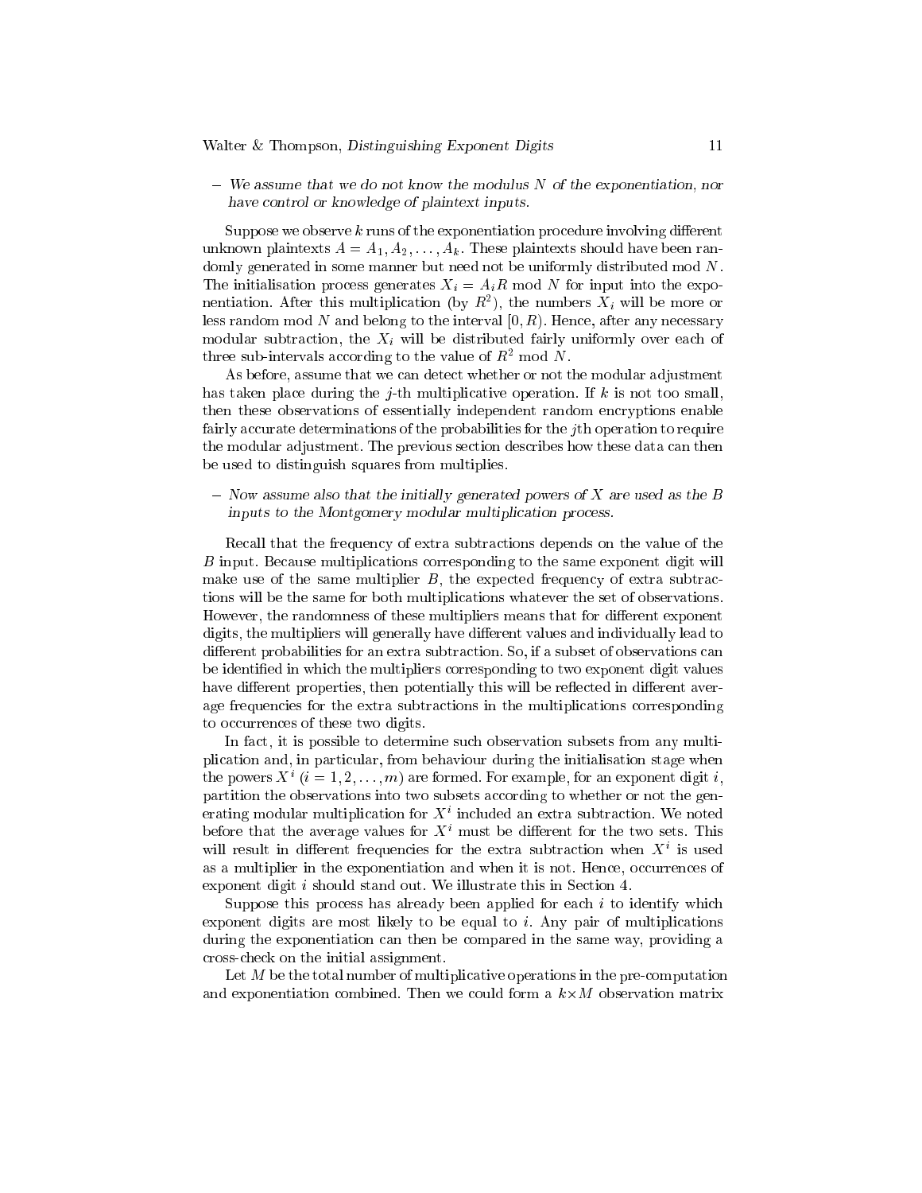– *We assume that we do not know the modulus $N$ of the exponentiation, nor have control or knowledge of plaintext inputs.*

Suppose we observe $k$ runs of the exponentiation procedure involving different unknown plaintexts $A = A_1, A_2, \ldots, A_k$. These plaintexts should have been randomly generated in some manner but need not be uniformly distributed mod $N$. The initialisation process generates $X_i = A_i R \bmod N$ for input into the exponentiation. After this multiplication (by $R^2$), the numbers $X_i$ will be more or less random mod $N$ and belong to the interval $[0, R)$. Hence, after any necessary modular subtraction, the $X_i$ will be distributed fairly uniformly over each of three sub-intervals according to the value of $R^2 \bmod N$.

As before, assume that we can detect whether or not the modular adjustment has taken place during the $j$-th multiplicative operation. If $k$ is not too small, then these observations of essentially independent random encryptions enable fairly accurate determinations of the probabilities for the $j$th operation to require the modular adjustment. The previous section describes how these data can then be used to distinguish squares from multiplies.

– *Now assume also that the initially generated powers of $X$ are used as the $B$ inputs to the Montgomery modular multiplication process.*

Recall that the frequency of extra subtractions depends on the value of the $B$ input. Because multiplications corresponding to the same exponent digit will make use of the same multiplier $B$, the expected frequency of extra subtractions will be the same for both multiplications whatever the set of observations. However, the randomness of these multipliers means that for different exponent digits, the multipliers will generally have different values and individually lead to different probabilities for an extra subtraction. So, if a subset of observations can be identified in which the multipliers corresponding to two exponent digit values have different properties, then potentially this will be reflected in different average frequencies for the extra subtractions in the multiplications corresponding to occurrences of these two digits.

In fact, it is possible to determine such observation subsets from any multiplication and, in particular, from behaviour during the initialisation stage when the powers $X^i$ $(i = 1, 2, \ldots, m)$ are formed. For example, for an exponent digit $i$, partition the observations into two subsets according to whether or not the generating modular multiplication for $X^i$ included an extra subtraction. We noted before that the average values for $X^i$ must be different for the two sets. This will result in different frequencies for the extra subtraction when $X^i$ is used as a multiplier in the exponentiation and when it is not. Hence, occurrences of exponent digit $i$ should stand out. We illustrate this in Section 4.

Suppose this process has already been applied for each $i$ to identify which exponent digits are most likely to be equal to $i$. Any pair of multiplications during the exponentiation can then be compared in the same way, providing a cross-check on the initial assignment.

Let $M$ be the total number of multiplicative operations in the pre-computation and exponentiation combined. Then we could form a $k \times M$ observation matrix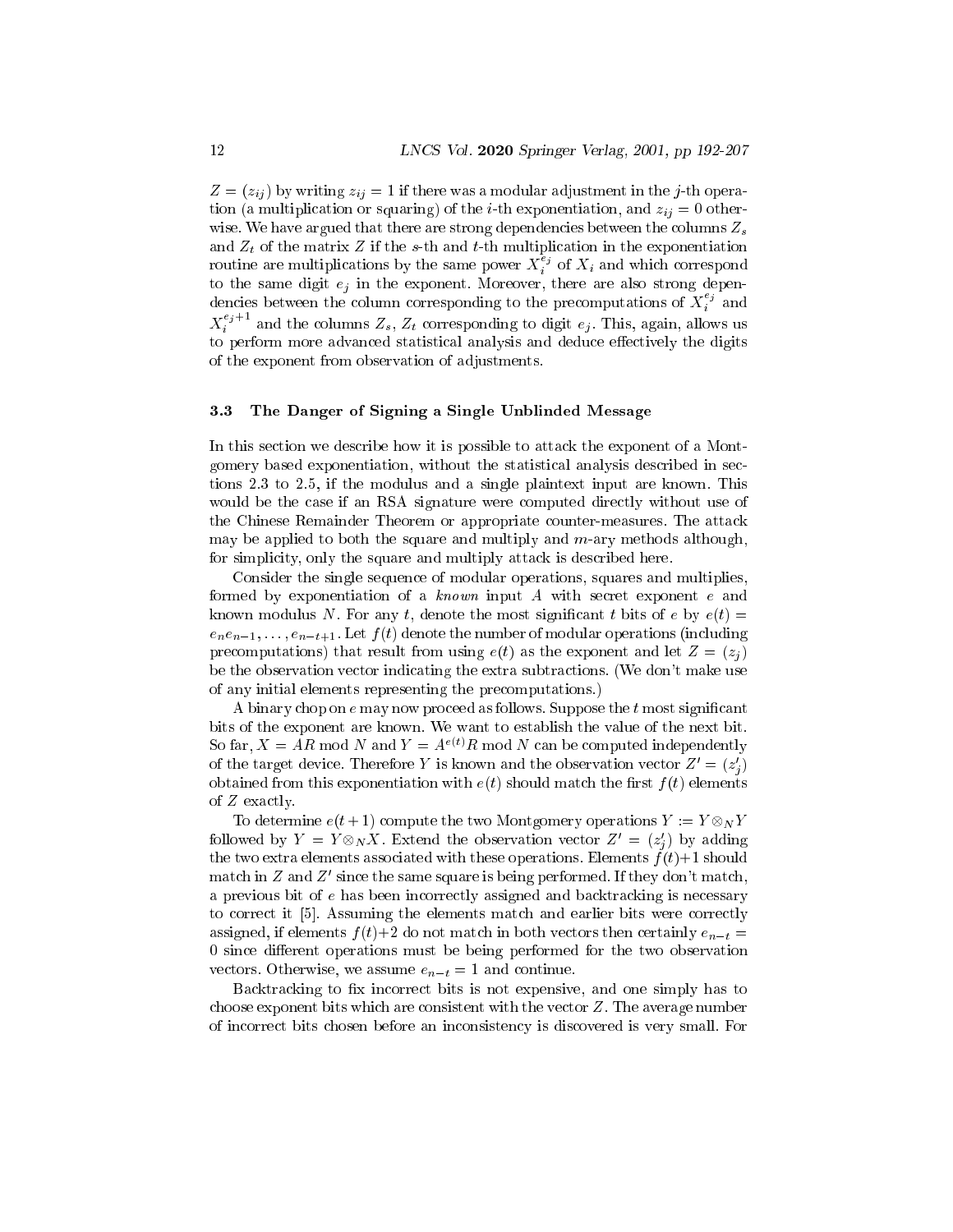$Z = (z_{ij})$ by writing $z_{ij} = 1$ if there was a modular adjustment in the $j$-th operation (a multiplication or squaring) of the $i$-th exponentiation, and $z_{ij} = 0$ otherwise. We have argued that there are strong dependencies between the columns $Z_s$ and $Z_t$ of the matrix $Z$ if the $s$-th and $t$-th multiplication in the exponentiation routine are multiplications by the same power $X_i^{e_j}$ of $X_i$ and which correspond to the same digit $e_j$ in the exponent. Moreover, there are also strong dependencies between the column corresponding to the precomputations of $X_i^{e_j}$ and $X_i^{e_j+1}$ and the columns $Z_s$, $Z_t$ corresponding to digit $e_j$. This, again, allows us to perform more advanced statistical analysis and deduce effectively the digits of the exponent from observation of adjustments.

### 3.3 The Danger of Signing a Single Unblinded Message

In this section we describe how it is possible to attack the exponent of a Montgomery based exponentiation, without the statistical analysis described in sections 2.3 to 2.5, if the modulus and a single plaintext input are known. This would be the case if an RSA signature were computed directly without use of the Chinese Remainder Theorem or appropriate counter-measures. The attack may be applied to both the square and multiply and $m$-ary methods although, for simplicity, only the square and multiply attack is described here.

Consider the single sequence of modular operations, squares and multiplies, formed by exponentiation of a *known* input $A$ with secret exponent $e$ and known modulus $N$. For any $t$, denote the most significant $t$ bits of $e$ by $e(t) = e_n e_{n-1}, \ldots, e_{n-t+1}$. Let $f(t)$ denote the number of modular operations (including precomputations) that result from using $e(t)$ as the exponent and let $Z = (z_j)$ be the observation vector indicating the extra subtractions. (We don't make use of any initial elements representing the precomputations.)

A binary chop on $e$ may now proceed as follows. Suppose the $t$ most significant bits of the exponent are known. We want to establish the value of the next bit. So far, $X = AR \bmod N$ and $Y = A^{e(t)}R \bmod N$ can be computed independently of the target device. Therefore $Y$ is known and the observation vector $Z' = (z'_j)$ obtained from this exponentiation with $e(t)$ should match the first $f(t)$ elements of $Z$ exactly.

To determine $e(t+1)$ compute the two Montgomery operations $Y := Y \otimes_N Y$ followed by $Y = Y \otimes_N X$. Extend the observation vector $Z' = (z'_j)$ by adding the two extra elements associated with these operations. Elements $f(t)+1$ should match in $Z$ and $Z'$ since the same square is being performed. If they don't match, a previous bit of $e$ has been incorrectly assigned and backtracking is necessary to correct it [5]. Assuming the elements match and earlier bits were correctly assigned, if elements $f(t)+2$ do not match in both vectors then certainly $e_{n-t} = 0$ since different operations must be being performed for the two observation vectors. Otherwise, we assume $e_{n-t} = 1$ and continue.

Backtracking to fix incorrect bits is not expensive, and one simply has to choose exponent bits which are consistent with the vector $Z$. The average number of incorrect bits chosen before an inconsistency is discovered is very small. For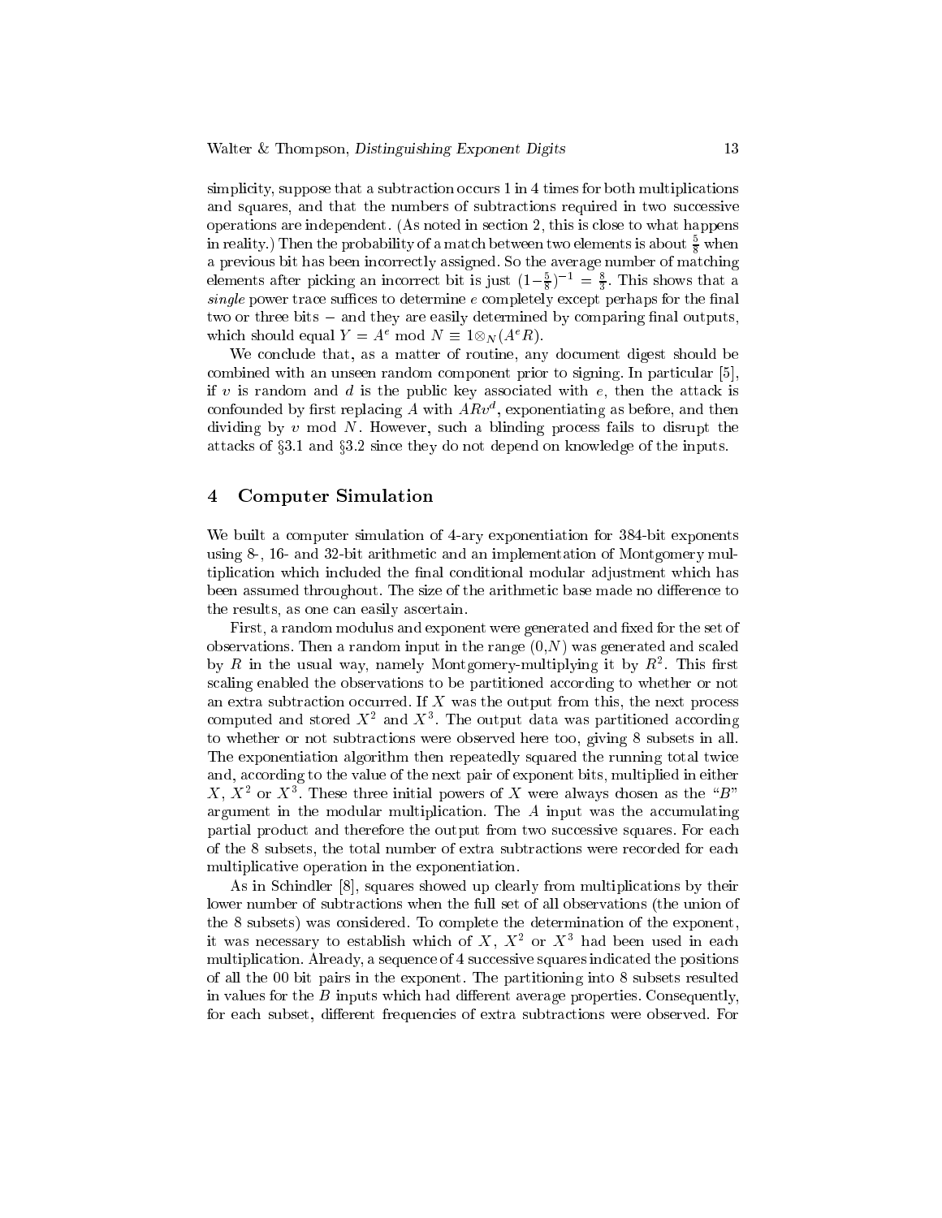simplicity, suppose that a subtraction occurs 1 in 4 times for both multiplications and squares, and that the numbers of subtractions required in two successive operations are independent. (As noted in section 2, this is close to what happens in reality.) Then the probability of a match between two elements is about $\frac{5}{8}$ when a previous bit has been incorrectly assigned. So the average number of matching elements after picking an incorrect bit is just $(1-\frac{5}{8})^{-1} = \frac{8}{3}$. This shows that a *single* power trace suffices to determine $e$ completely except perhaps for the final two or three bits – and they are easily determined by comparing final outputs, which should equal $Y = A^e \bmod N \equiv 1 \otimes_N (A^e R)$.

We conclude that, as a matter of routine, any document digest should be combined with an unseen random component prior to signing. In particular [5], if $v$ is random and $d$ is the public key associated with $e$, then the attack is confounded by first replacing $A$ with $ARv^d$, exponentiating as before, and then dividing by $v$ mod $N$. However, such a blinding process fails to disrupt the attacks of §3.1 and §3.2 since they do not depend on knowledge of the inputs.

## 4 Computer Simulation

We built a computer simulation of 4-ary exponentiation for 384-bit exponents using 8-, 16- and 32-bit arithmetic and an implementation of Montgomery multiplication which included the final conditional modular adjustment which has been assumed throughout. The size of the arithmetic base made no difference to the results, as one can easily ascertain.

First, a random modulus and exponent were generated and fixed for the set of observations. Then a random input in the range $(0,N)$ was generated and scaled by $R$ in the usual way, namely Montgomery-multiplying it by $R^2$. This first scaling enabled the observations to be partitioned according to whether or not an extra subtraction occurred. If $X$ was the output from this, the next process computed and stored $X^2$ and $X^3$. The output data was partitioned according to whether or not subtractions were observed here too, giving 8 subsets in all. The exponentiation algorithm then repeatedly squared the running total twice and, according to the value of the next pair of exponent bits, multiplied in either $X$, $X^2$ or $X^3$. These three initial powers of $X$ were always chosen as the "$B$" argument in the modular multiplication. The $A$ input was the accumulating partial product and therefore the output from two successive squares. For each of the 8 subsets, the total number of extra subtractions were recorded for each multiplicative operation in the exponentiation.

As in Schindler [8], squares showed up clearly from multiplications by their lower number of subtractions when the full set of all observations (the union of the 8 subsets) was considered. To complete the determination of the exponent, it was necessary to establish which of $X$, $X^2$ or $X^3$ had been used in each multiplication. Already, a sequence of 4 successive squares indicated the positions of all the 00 bit pairs in the exponent. The partitioning into 8 subsets resulted in values for the $B$ inputs which had different average properties. Consequently, for each subset, different frequencies of extra subtractions were observed. For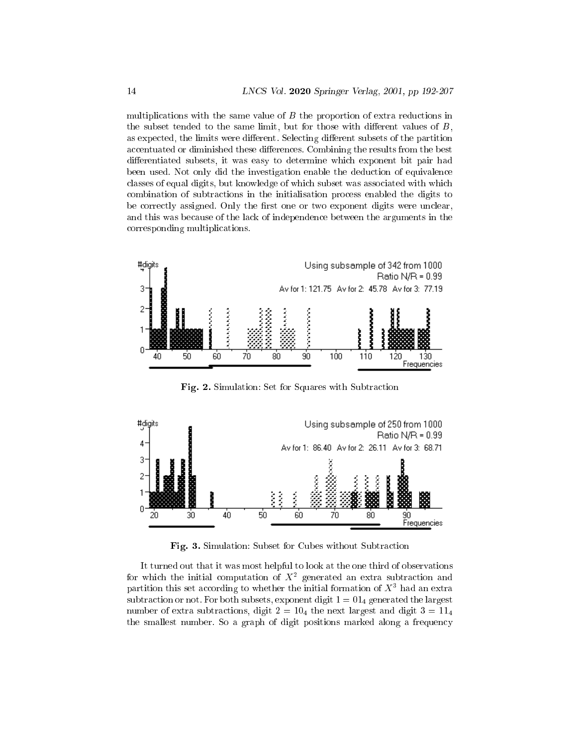multiplications with the same value of $B$ the proportion of extra reductions in the subset tended to the same limit, but for those with different values of $B$, as expected, the limits were different. Selecting different subsets of the partition accentuated or diminished these differences. Combining the results from the best differentiated subsets, it was easy to determine which exponent bit pair had been used. Not only did the investigation enable the deduction of equivalence classes of equal digits, but knowledge of which subset was associated with which combination of subtractions in the initialisation process enabled the digits to be correctly assigned. Only the first one or two exponent digits were unclear, and this was because of the lack of independence between the arguments in the corresponding multiplications.

**Fig. 2.** Simulation: Set for Squares with Subtraction

**Fig. 3.** Simulation: Subset for Cubes without Subtraction

It turned out that it was most helpful to look at the one third of observations for which the initial computation of $X^2$ generated an extra subtraction and partition this set according to whether the initial formation of $X^3$ had an extra subtraction or not. For both subsets, exponent digit $1 = 01_4$ generated the largest number of extra subtractions, digit $2 = 10_4$ the next largest and digit $3 = 11_4$ the smallest number. So a graph of digit positions marked along a frequency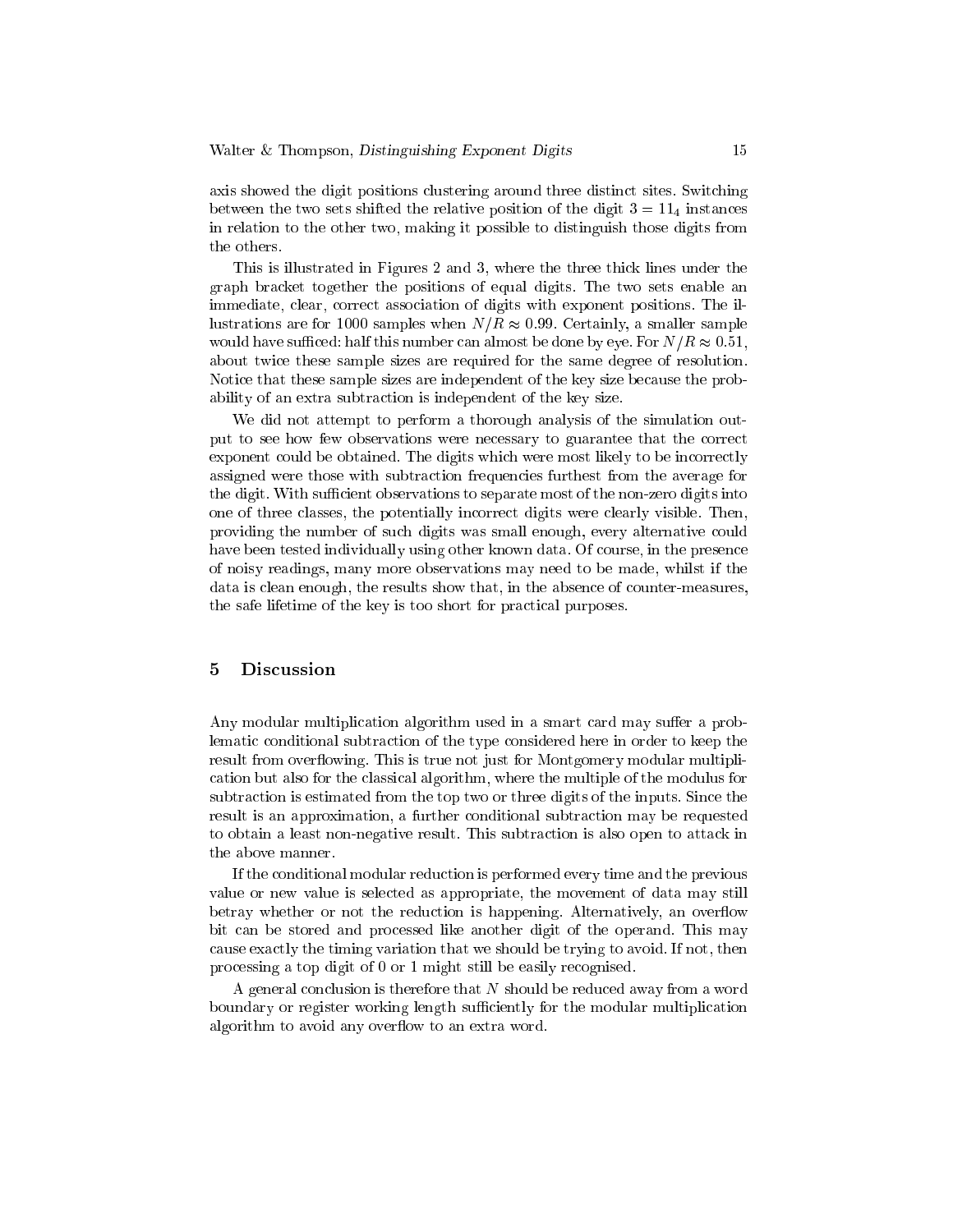axis showed the digit positions clustering around three distinct sites. Switching between the two sets shifted the relative position of the digit $3 = 11_4$ instances in relation to the other two, making it possible to distinguish those digits from the others.

This is illustrated in Figures 2 and 3, where the three thick lines under the graph bracket together the positions of equal digits. The two sets enable an immediate, clear, correct association of digits with exponent positions. The illustrations are for 1000 samples when $N/R \approx 0.99$. Certainly, a smaller sample would have sufficed: half this number can almost be done by eye. For $N/R \approx 0.51$, about twice these sample sizes are required for the same degree of resolution. Notice that these sample sizes are independent of the key size because the probability of an extra subtraction is independent of the key size.

We did not attempt to perform a thorough analysis of the simulation output to see how few observations were necessary to guarantee that the correct exponent could be obtained. The digits which were most likely to be incorrectly assigned were those with subtraction frequencies furthest from the average for the digit. With sufficient observations to separate most of the non-zero digits into one of three classes, the potentially incorrect digits were clearly visible. Then, providing the number of such digits was small enough, every alternative could have been tested individually using other known data. Of course, in the presence of noisy readings, many more observations may need to be made, whilst if the data is clean enough, the results show that, in the absence of counter-measures, the safe lifetime of the key is too short for practical purposes.

## 5 Discussion

Any modular multiplication algorithm used in a smart card may suffer a problematic conditional subtraction of the type considered here in order to keep the result from overflowing. This is true not just for Montgomery modular multiplication but also for the classical algorithm, where the multiple of the modulus for subtraction is estimated from the top two or three digits of the inputs. Since the result is an approximation, a further conditional subtraction may be requested to obtain a least non-negative result. This subtraction is also open to attack in the above manner.

If the conditional modular reduction is performed every time and the previous value or new value is selected as appropriate, the movement of data may still betray whether or not the reduction is happening. Alternatively, an overflow bit can be stored and processed like another digit of the operand. This may cause exactly the timing variation that we should be trying to avoid. If not, then processing a top digit of 0 or 1 might still be easily recognised.

A general conclusion is therefore that $N$ should be reduced away from a word boundary or register working length sufficiently for the modular multiplication algorithm to avoid any overflow to an extra word.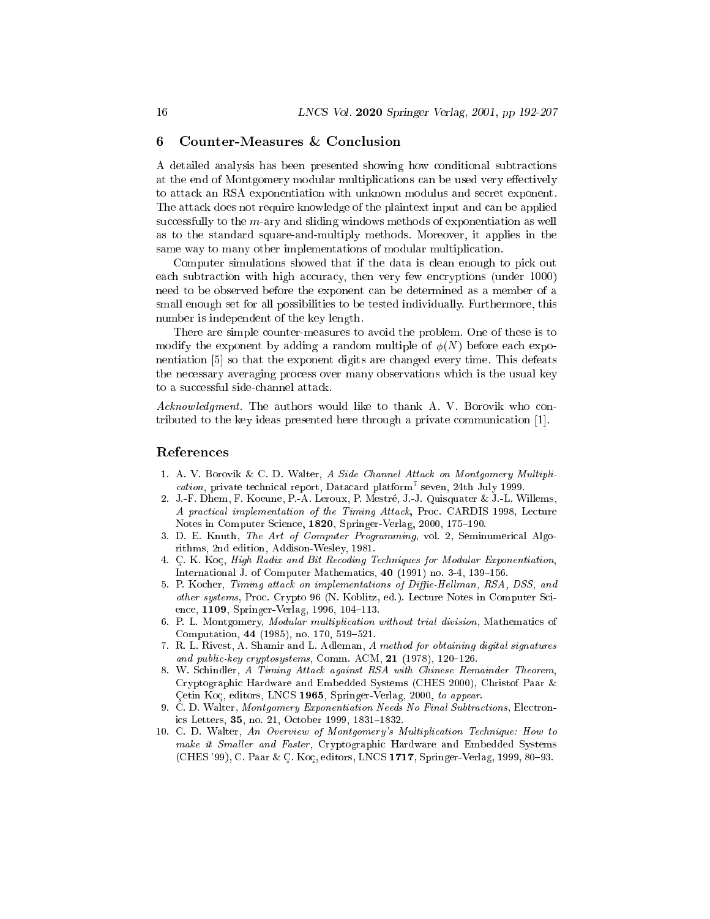## 6 Counter-Measures & Conclusion

A detailed analysis has been presented showing how conditional subtractions at the end of Montgomery modular multiplications can be used very effectively to attack an RSA exponentiation with unknown modulus and secret exponent. The attack does not require knowledge of the plaintext input and can be applied successfully to the $m$-ary and sliding windows methods of exponentiation as well as to the standard square-and-multiply methods. Moreover, it applies in the same way to many other implementations of modular multiplication.

Computer simulations showed that if the data is clean enough to pick out each subtraction with high accuracy, then very few encryptions (under 1000) need to be observed before the exponent can be determined as a member of a small enough set for all possibilities to be tested individually. Furthermore, this number is independent of the key length.

There are simple counter-measures to avoid the problem. One of these is to modify the exponent by adding a random multiple of $\phi(N)$ before each exponentiation [5] so that the exponent digits are changed every time. This defeats the necessary averaging process over many observations which is the usual key to a successful side-channel attack.

*Acknowledgment.* The authors would like to thank A. V. Borovik who contributed to the key ideas presented here through a private communication [1].

## References

1. A. V. Borovik & C. D. Walter, *A Side Channel Attack on Montgomery Multiplication*, private technical report, Datacard platform[7] seven, 24th July 1999.
2. J.-F. Dhem, F. Koeune, P.-A. Leroux, P. Mestré, J.-J. Quisquater & J.-L. Willems, *A practical implementation of the Timing Attack*, Proc. CARDIS 1998, Lecture Notes in Computer Science, **1820**, Springer-Verlag, 2000, 175–190.
3. D. E. Knuth, *The Art of Computer Programming*, vol. 2, Seminumerical Algorithms, 2nd edition, Addison-Wesley, 1981.
4. Ç. K. Koç, *High Radix and Bit Recoding Techniques for Modular Exponentiation*, International J. of Computer Mathematics, **40** (1991) no. 3-4, 139–156.
5. P. Kocher, *Timing attack on implementations of Diffie-Hellman, RSA, DSS, and other systems*, Proc. Crypto 96 (N. Koblitz, ed.). Lecture Notes in Computer Science, **1109**, Springer-Verlag, 1996, 104–113.
6. P. L. Montgomery, *Modular multiplication without trial division*, Mathematics of Computation, **44** (1985), no. 170, 519–521.
7. R. L. Rivest, A. Shamir and L. Adleman, *A method for obtaining digital signatures and public-key cryptosystems*, Comm. ACM, **21** (1978), 120–126.
8. W. Schindler, *A Timing Attack against RSA with Chinese Remainder Theorem*, Cryptographic Hardware and Embedded Systems (CHES 2000), Christof Paar & Çetin Koç, editors, LNCS **1965**, Springer-Verlag, 2000, *to appear*.
9. C. D. Walter, *Montgomery Exponentiation Needs No Final Subtractions*, Electronics Letters, **35**, no. 21, October 1999, 1831–1832.
10. C. D. Walter, *An Overview of Montgomery's Multiplication Technique: How to make it Smaller and Faster*, Cryptographic Hardware and Embedded Systems (CHES '99), C. Paar & Ç. Koç, editors, LNCS **1717**, Springer-Verlag, 1999, 80–93.